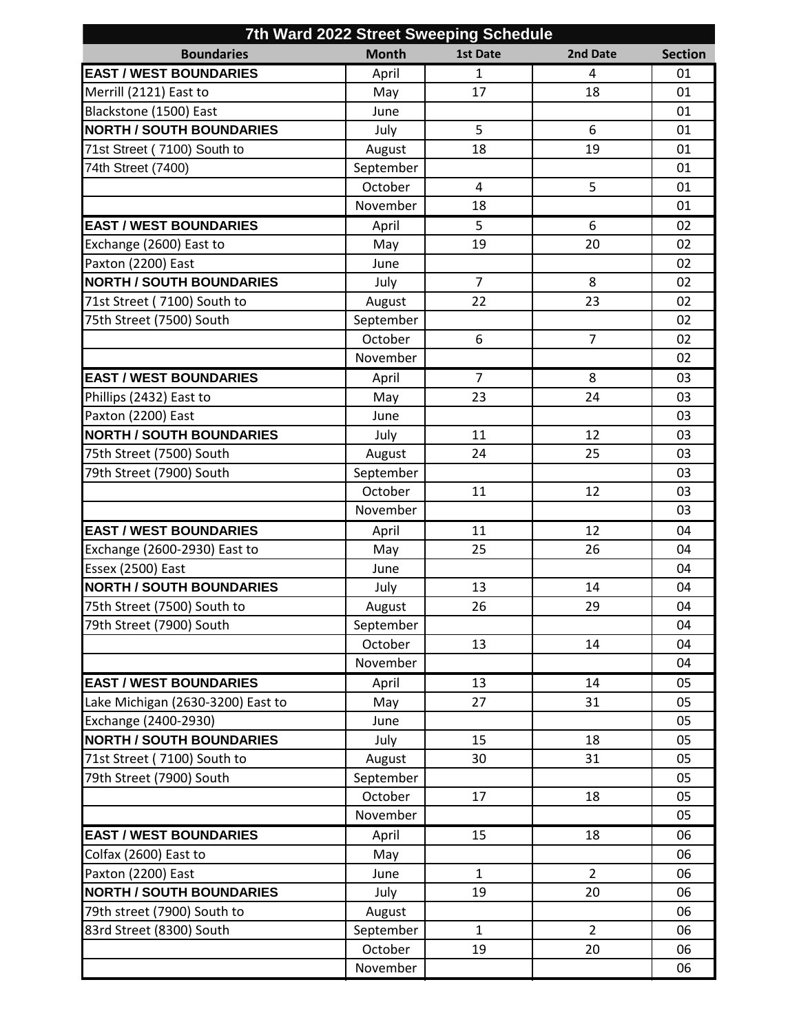# 7th Ward 2022 Street Sweeping Schedule

| Boundaries | Month | 1st Date | 2nd Date | Section |
|---|---|---|---|---|
| **EAST / WEST BOUNDARIES** | April | 1 | 4 | 01 |
| Merrill (2121) East to | May | 17 | 18 | 01 |
| Blackstone (1500) East | June | | | 01 |
| **NORTH / SOUTH BOUNDARIES** | July | 5 | 6 | 01 |
| 71st Street ( 7100) South to | August | 18 | 19 | 01 |
| 74th Street (7400) | September | | | 01 |
| | October | 4 | 5 | 01 |
| | November | 18 | | 01 |
| **EAST / WEST BOUNDARIES** | April | 5 | 6 | 02 |
| Exchange (2600) East to | May | 19 | 20 | 02 |
| Paxton (2200) East | June | | | 02 |
| **NORTH / SOUTH BOUNDARIES** | July | 7 | 8 | 02 |
| 71st Street ( 7100) South to | August | 22 | 23 | 02 |
| 75th Street (7500) South | September | | | 02 |
| | October | 6 | 7 | 02 |
| | November | | | 02 |
| **EAST / WEST BOUNDARIES** | April | 7 | 8 | 03 |
| Phillips (2432) East to | May | 23 | 24 | 03 |
| Paxton (2200) East | June | | | 03 |
| **NORTH / SOUTH BOUNDARIES** | July | 11 | 12 | 03 |
| 75th Street (7500) South | August | 24 | 25 | 03 |
| 79th Street (7900) South | September | | | 03 |
| | October | 11 | 12 | 03 |
| | November | | | 03 |
| **EAST / WEST BOUNDARIES** | April | 11 | 12 | 04 |
| Exchange (2600-2930) East to | May | 25 | 26 | 04 |
| Essex (2500) East | June | | | 04 |
| **NORTH / SOUTH BOUNDARIES** | July | 13 | 14 | 04 |
| 75th Street (7500) South to | August | 26 | 29 | 04 |
| 79th Street (7900) South | September | | | 04 |
| | October | 13 | 14 | 04 |
| | November | | | 04 |
| **EAST / WEST BOUNDARIES** | April | 13 | 14 | 05 |
| Lake Michigan (2630-3200) East to | May | 27 | 31 | 05 |
| Exchange (2400-2930) | June | | | 05 |
| **NORTH / SOUTH BOUNDARIES** | July | 15 | 18 | 05 |
| 71st Street ( 7100) South to | August | 30 | 31 | 05 |
| 79th Street (7900) South | September | | | 05 |
| | October | 17 | 18 | 05 |
| | November | | | 05 |
| **EAST / WEST BOUNDARIES** | April | 15 | 18 | 06 |
| Colfax (2600) East to | May | | | 06 |
| Paxton (2200) East | June | 1 | 2 | 06 |
| **NORTH / SOUTH BOUNDARIES** | July | 19 | 20 | 06 |
| 79th street (7900) South to | August | | | 06 |
| 83rd Street (8300) South | September | 1 | 2 | 06 |
| | October | 19 | 20 | 06 |
| | November | | | 06 |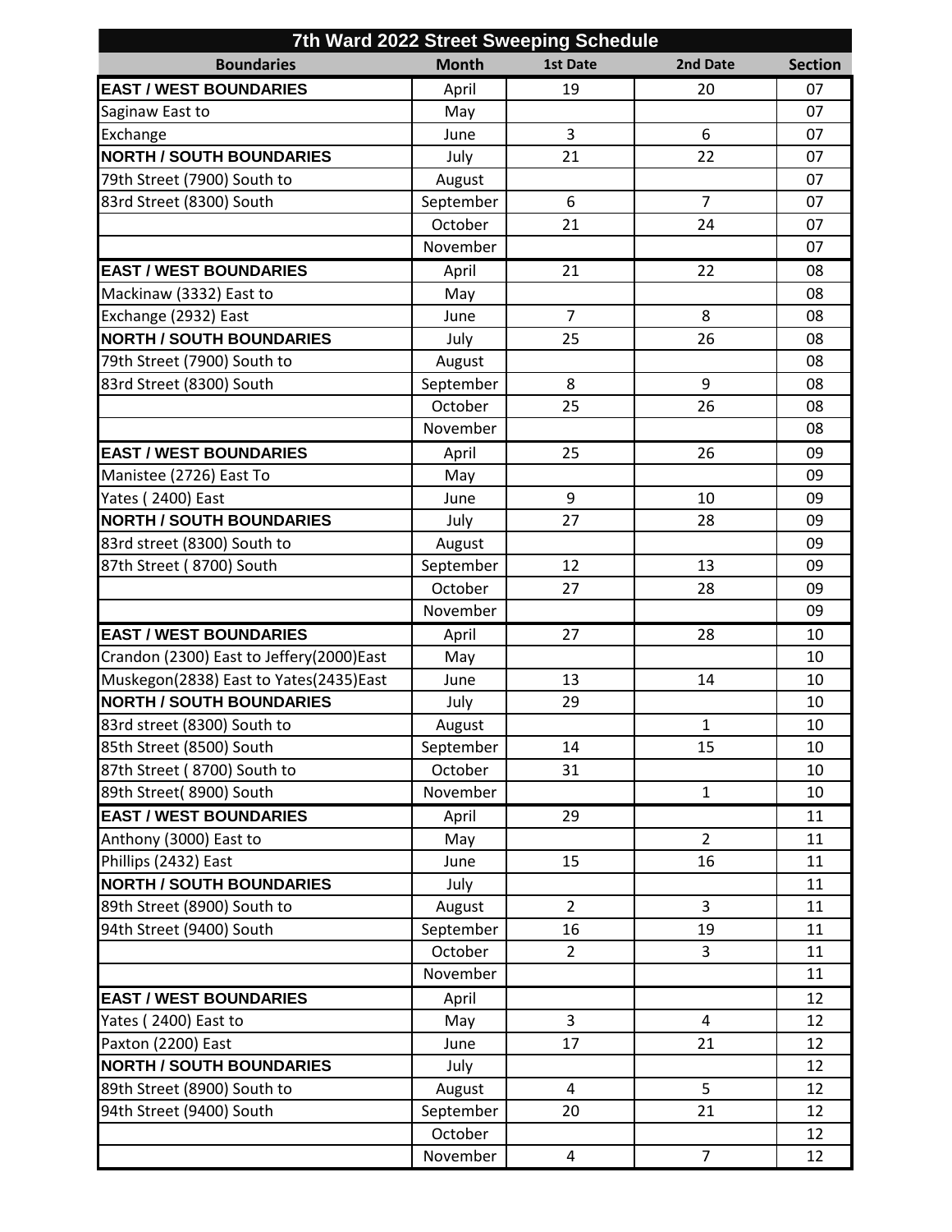# 7th Ward 2022 Street Sweeping Schedule

| Boundaries | Month | 1st Date | 2nd Date | Section |
|---|---|---|---|---|
| **EAST / WEST BOUNDARIES** | April | 19 | 20 | 07 |
| Saginaw East to | May | | | 07 |
| Exchange | June | 3 | 6 | 07 |
| **NORTH / SOUTH BOUNDARIES** | July | 21 | 22 | 07 |
| 79th Street (7900) South to | August | | | 07 |
| 83rd Street (8300) South | September | 6 | 7 | 07 |
| | October | 21 | 24 | 07 |
| | November | | | 07 |
| **EAST / WEST BOUNDARIES** | April | 21 | 22 | 08 |
| Mackinaw (3332) East to | May | | | 08 |
| Exchange (2932) East | June | 7 | 8 | 08 |
| **NORTH / SOUTH BOUNDARIES** | July | 25 | 26 | 08 |
| 79th Street (7900) South to | August | | | 08 |
| 83rd Street (8300) South | September | 8 | 9 | 08 |
| | October | 25 | 26 | 08 |
| | November | | | 08 |
| **EAST / WEST BOUNDARIES** | April | 25 | 26 | 09 |
| Manistee (2726) East To | May | | | 09 |
| Yates ( 2400) East | June | 9 | 10 | 09 |
| **NORTH / SOUTH BOUNDARIES** | July | 27 | 28 | 09 |
| 83rd street (8300) South to | August | | | 09 |
| 87th Street ( 8700) South | September | 12 | 13 | 09 |
| | October | 27 | 28 | 09 |
| | November | | | 09 |
| **EAST / WEST BOUNDARIES** | April | 27 | 28 | 10 |
| Crandon (2300) East to Jeffery(2000)East | May | | | 10 |
| Muskegon(2838) East to Yates(2435)East | June | 13 | 14 | 10 |
| **NORTH / SOUTH BOUNDARIES** | July | 29 | | 10 |
| 83rd street (8300) South to | August | | 1 | 10 |
| 85th Street (8500) South | September | 14 | 15 | 10 |
| 87th Street ( 8700) South to | October | 31 | | 10 |
| 89th Street( 8900) South | November | | 1 | 10 |
| **EAST / WEST BOUNDARIES** | April | 29 | | 11 |
| Anthony (3000) East to | May | | 2 | 11 |
| Phillips (2432) East | June | 15 | 16 | 11 |
| **NORTH / SOUTH BOUNDARIES** | July | | | 11 |
| 89th Street (8900) South to | August | 2 | 3 | 11 |
| 94th Street (9400) South | September | 16 | 19 | 11 |
| | October | 2 | 3 | 11 |
| | November | | | 11 |
| **EAST / WEST BOUNDARIES** | April | | | 12 |
| Yates ( 2400) East to | May | 3 | 4 | 12 |
| Paxton (2200) East | June | 17 | 21 | 12 |
| **NORTH / SOUTH BOUNDARIES** | July | | | 12 |
| 89th Street (8900) South to | August | 4 | 5 | 12 |
| 94th Street (9400) South | September | 20 | 21 | 12 |
| | October | | | 12 |
| | November | 4 | 7 | 12 |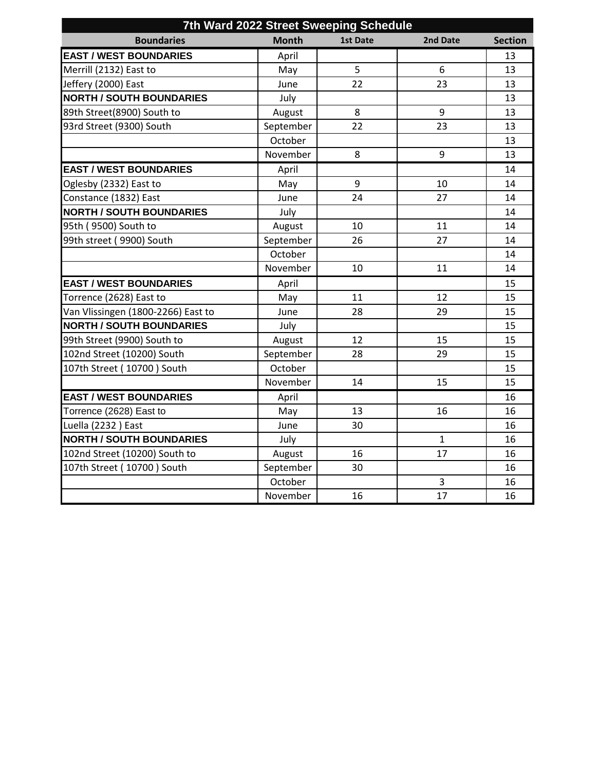# 7th Ward 2022 Street Sweeping Schedule

| Boundaries | Month | 1st Date | 2nd Date | Section |
|---|---|---|---|---|
| **EAST / WEST BOUNDARIES** | April | | | 13 |
| Merrill (2132) East to | May | 5 | 6 | 13 |
| Jeffery (2000) East | June | 22 | 23 | 13 |
| **NORTH / SOUTH BOUNDARIES** | July | | | 13 |
| 89th Street(8900) South to | August | 8 | 9 | 13 |
| 93rd Street (9300) South | September | 22 | 23 | 13 |
| | October | | | 13 |
| | November | 8 | 9 | 13 |
| **EAST / WEST BOUNDARIES** | April | | | 14 |
| Oglesby (2332) East to | May | 9 | 10 | 14 |
| Constance (1832) East | June | 24 | 27 | 14 |
| **NORTH / SOUTH BOUNDARIES** | July | | | 14 |
| 95th ( 9500) South to | August | 10 | 11 | 14 |
| 99th street ( 9900) South | September | 26 | 27 | 14 |
| | October | | | 14 |
| | November | 10 | 11 | 14 |
| **EAST / WEST BOUNDARIES** | April | | | 15 |
| Torrence (2628) East to | May | 11 | 12 | 15 |
| Van Vlissingen (1800-2266) East to | June | 28 | 29 | 15 |
| **NORTH / SOUTH BOUNDARIES** | July | | | 15 |
| 99th Street (9900) South to | August | 12 | 15 | 15 |
| 102nd Street (10200) South | September | 28 | 29 | 15 |
| 107th Street ( 10700 ) South | October | | | 15 |
| | November | 14 | 15 | 15 |
| **EAST / WEST BOUNDARIES** | April | | | 16 |
| Torrence (2628) East to | May | 13 | 16 | 16 |
| Luella (2232 ) East | June | 30 | | 16 |
| **NORTH / SOUTH BOUNDARIES** | July | | 1 | 16 |
| 102nd Street (10200) South to | August | 16 | 17 | 16 |
| 107th Street ( 10700 ) South | September | 30 | | 16 |
| | October | | 3 | 16 |
| | November | 16 | 17 | 16 |